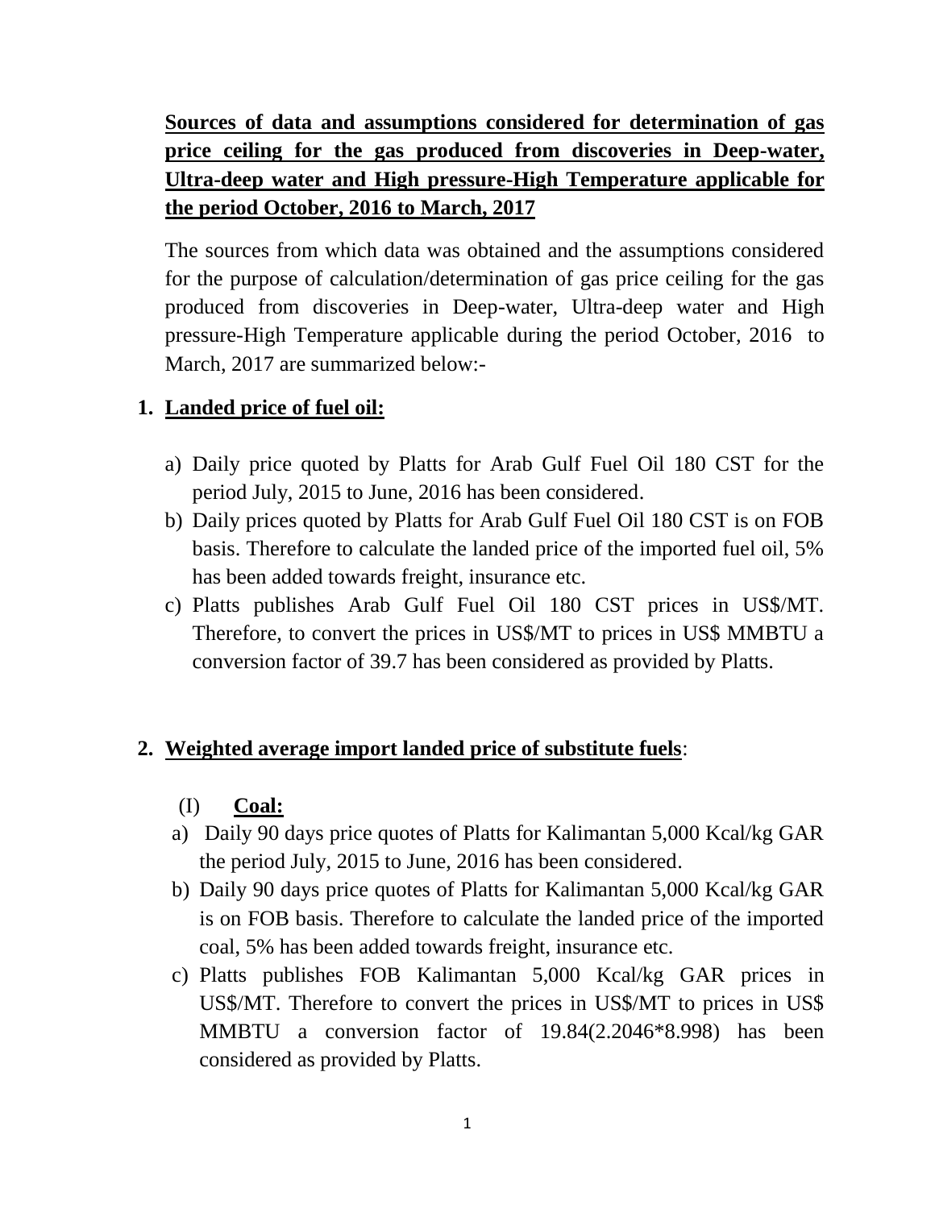**Sources of data and assumptions considered for determination of gas price ceiling for the gas produced from discoveries in Deep-water, Ultra-deep water and High pressure-High Temperature applicable for the period October, 2016 to March, 2017**

The sources from which data was obtained and the assumptions considered for the purpose of calculation/determination of gas price ceiling for the gas produced from discoveries in Deep-water, Ultra-deep water and High pressure-High Temperature applicable during the period October, 2016 to March, 2017 are summarized below:-

1. **Landed price of fuel oil:**

   a) Daily price quoted by Platts for Arab Gulf Fuel Oil 180 CST for the period July, 2015 to June, 2016 has been considered.

   b) Daily prices quoted by Platts for Arab Gulf Fuel Oil 180 CST is on FOB basis. Therefore to calculate the landed price of the imported fuel oil, 5% has been added towards freight, insurance etc.

   c) Platts publishes Arab Gulf Fuel Oil 180 CST prices in US$/MT. Therefore, to convert the prices in US$/MT to prices in US$ MMBTU a conversion factor of 39.7 has been considered as provided by Platts.

2. **Weighted average import landed price of substitute fuels**:

   (I) **Coal:**

   a) Daily 90 days price quotes of Platts for Kalimantan 5,000 Kcal/kg GAR the period July, 2015 to June, 2016 has been considered.

   b) Daily 90 days price quotes of Platts for Kalimantan 5,000 Kcal/kg GAR is on FOB basis. Therefore to calculate the landed price of the imported coal, 5% has been added towards freight, insurance etc.

   c) Platts publishes FOB Kalimantan 5,000 Kcal/kg GAR prices in US$/MT. Therefore to convert the prices in US$/MT to prices in US$ MMBTU a conversion factor of 19.84(2.2046*8.998) has been considered as provided by Platts.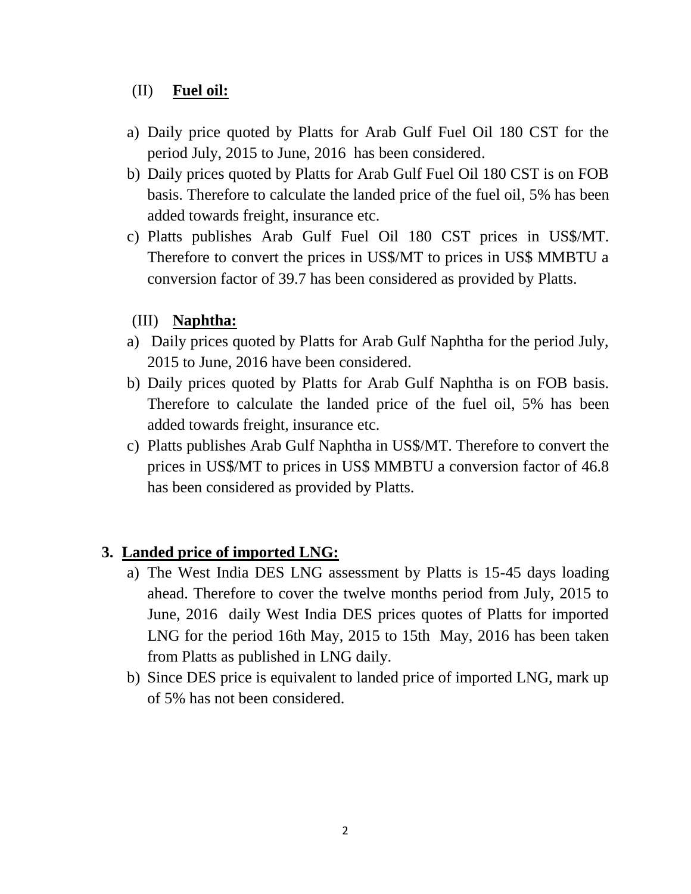(II) **Fuel oil:**

a) Daily price quoted by Platts for Arab Gulf Fuel Oil 180 CST for the period July, 2015 to June, 2016 has been considered.
b) Daily prices quoted by Platts for Arab Gulf Fuel Oil 180 CST is on FOB basis. Therefore to calculate the landed price of the fuel oil, 5% has been added towards freight, insurance etc.
c) Platts publishes Arab Gulf Fuel Oil 180 CST prices in US$/MT. Therefore to convert the prices in US$/MT to prices in US$ MMBTU a conversion factor of 39.7 has been considered as provided by Platts.

(III) **Naphtha:**

a) Daily prices quoted by Platts for Arab Gulf Naphtha for the period July, 2015 to June, 2016 have been considered.
b) Daily prices quoted by Platts for Arab Gulf Naphtha is on FOB basis. Therefore to calculate the landed price of the fuel oil, 5% has been added towards freight, insurance etc.
c) Platts publishes Arab Gulf Naphtha in US$/MT. Therefore to convert the prices in US$/MT to prices in US$ MMBTU a conversion factor of 46.8 has been considered as provided by Platts.

**3. Landed price of imported LNG:**

a) The West India DES LNG assessment by Platts is 15-45 days loading ahead. Therefore to cover the twelve months period from July, 2015 to June, 2016 daily West India DES prices quotes of Platts for imported LNG for the period 16th May, 2015 to 15th May, 2016 has been taken from Platts as published in LNG daily.
b) Since DES price is equivalent to landed price of imported LNG, mark up of 5% has not been considered.